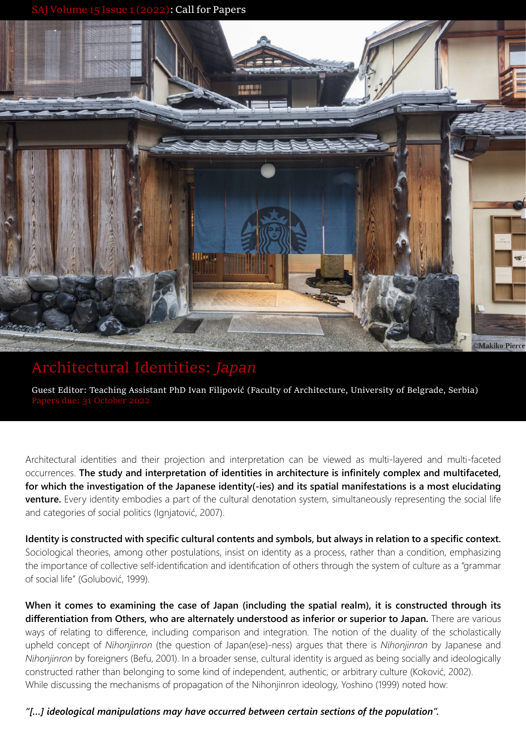SAJ Volume 15 Issue 1 (2022): Call for Papers

©Makiko Pierce

# Architectural Identities: *Japan*

Guest Editor: Teaching Assistant PhD Ivan Filipović (Faculty of Architecture, University of Belgrade, Serbia)
Papers due: 31 October 2022

Architectural identities and their projection and interpretation can be viewed as multi-layered and multi-faceted occurrences. **The study and interpretation of identities in architecture is infinitely complex and multifaceted, for which the investigation of the Japanese identity(-ies) and its spatial manifestations is a most elucidating venture.** Every identity embodies a part of the cultural denotation system, simultaneously representing the social life and categories of social politics (Ignjatović, 2007).

**Identity is constructed with specific cultural contents and symbols, but always in relation to a specific context.** Sociological theories, among other postulations, insist on identity as a process, rather than a condition, emphasizing the importance of collective self-identification and identification of others through the system of culture as a "grammar of social life" (Golubović, 1999).

**When it comes to examining the case of Japan (including the spatial realm), it is constructed through its differentiation from Others, who are alternately understood as inferior or superior to Japan.** There are various ways of relating to difference, including comparison and integration. The notion of the duality of the scholastically upheld concept of *Nihonjinron* (the question of Japan(ese)-ness) argues that there is *Nihonjinron* by Japanese and *Nihonjinron* by foreigners (Befu, 2001). In a broader sense, cultural identity is argued as being socially and ideologically constructed rather than belonging to some kind of independent, authentic, or arbitrary culture (Koković, 2002).
While discussing the mechanisms of propagation of the Nihonjinron ideology, Yoshino (1999) noted how:

***"[...] ideological manipulations may have occurred between certain sections of the population".***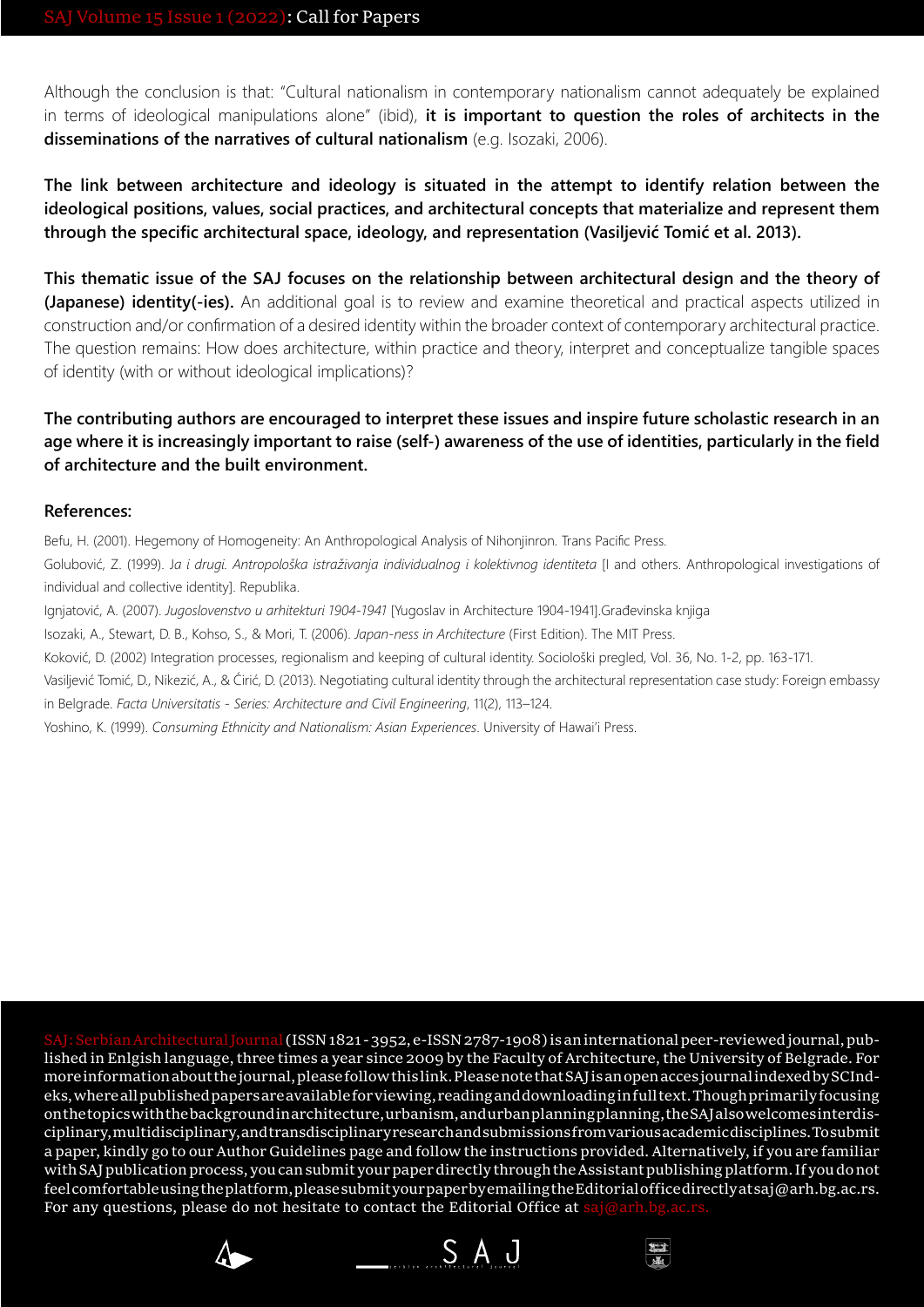Although the conclusion is that: "Cultural nationalism in contemporary nationalism cannot adequately be explained in terms of ideological manipulations alone" (ibid), **it is important to question the roles of architects in the disseminations of the narratives of cultural nationalism** (e.g. Isozaki, 2006).

**The link between architecture and ideology is situated in the attempt to identify relation between the ideological positions, values, social practices, and architectural concepts that materialize and represent them through the specific architectural space, ideology, and representation (Vasiljević Tomić et al. 2013).**

**This thematic issue of the SAJ focuses on the relationship between architectural design and the theory of (Japanese) identity(-ies).** An additional goal is to review and examine theoretical and practical aspects utilized in construction and/or confirmation of a desired identity within the broader context of contemporary architectural practice. The question remains: How does architecture, within practice and theory, interpret and conceptualize tangible spaces of identity (with or without ideological implications)?

**The contributing authors are encouraged to interpret these issues and inspire future scholastic research in an age where it is increasingly important to raise (self-) awareness of the use of identities, particularly in the field of architecture and the built environment.**

### References:

Befu, H. (2001). Hegemony of Homogeneity: An Anthropological Analysis of Nihonjinron. Trans Pacific Press.

Golubović, Z. (1999). *Ja i drugi. Antropološka istraživanja individualnog i kolektivnog identiteta* [I and others. Anthropological investigations of individual and collective identity]. Republika.

Ignjatović, A. (2007). *Jugoslovenstvo u arhitekturi 1904-1941* [Yugoslav in Architecture 1904-1941].Građevinska knjiga

Isozaki, A., Stewart, D. B., Kohso, S., & Mori, T. (2006). *Japan-ness in Architecture* (First Edition). The MIT Press.

Koković, D. (2002) Integration processes, regionalism and keeping of cultural identity. Sociološki pregled, Vol. 36, No. 1-2, pp. 163-171.

Vasiljević Tomić, D., Nikezić, A., & Ćirić, D. (2013). Negotiating cultural identity through the architectural representation case study: Foreign embassy in Belgrade. *Facta Universitatis - Series: Architecture and Civil Engineering*, 11(2), 113–124.

Yoshino, K. (1999). *Consuming Ethnicity and Nationalism: Asian Experiences*. University of Hawai'i Press.

SAJ: Serbian Architectural Journal (ISSN 1821-3952, e-ISSN 2787-1908) is an international peer-reviewed journal, published in Enlgish language, three times a year since 2009 by the Faculty of Architecture, the University of Belgrade. For more information about the journal, please follow this link. Please note that SAJ is an open acces journal indexed by SCIndeks, where all published papers are available for viewing, reading and downloading in full text. Though primarily focusing on the topics with the background in architecture, urbanism, and urban planning planning, the SAJ also welcomes interdisciplinary, multidisciplinary, and transdisciplinary research and submissions from various academic disciplines. To submit a paper, kindly go to our Author Guidelines page and follow the instructions provided. Alternatively, if you are familiar with SAJ publication process, you can submit your paper directly through the Assistant publishing platform. If you do not feel comfortable using the platform, please submit your paper by emailing the Editorial office directly at saj@arh.bg.ac.rs. For any questions, please do not hesitate to contact the Editorial Office at saj@arh.bg.ac.rs.